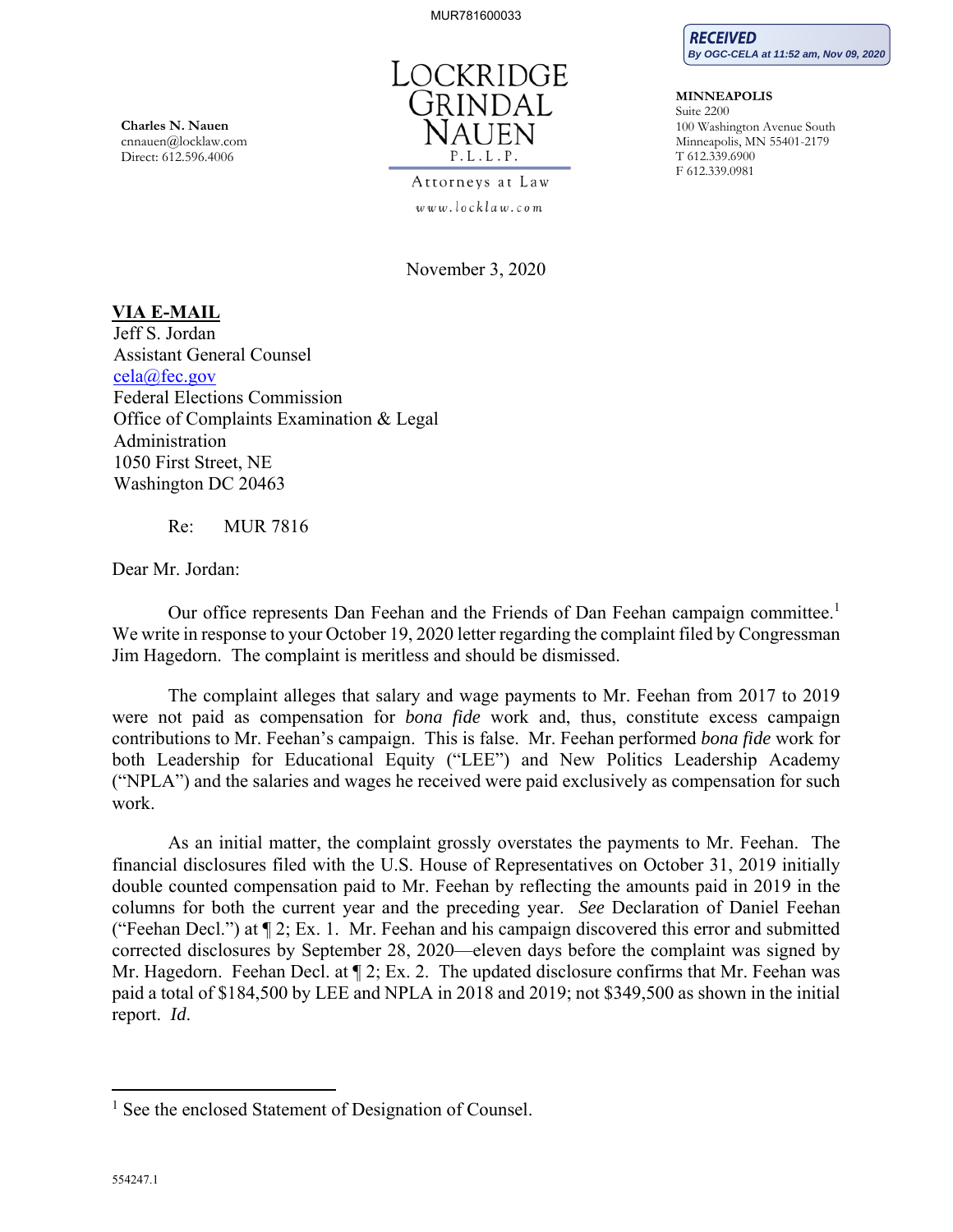MUR781600033

**RECEIVED**
*By OGC-CELA at 11:52 am, Nov 09, 2020*

**Charles N. Nauen**
cnnauen@locklaw.com
Direct: 612.596.4006

LOCKRIDGE GRINDAL NAUEN P.L.L.P.
Attorneys at Law
www.locklaw.com

**MINNEAPOLIS**
Suite 2200
100 Washington Avenue South
Minneapolis, MN 55401-2179
T 612.339.6900
F 612.339.0981

November 3, 2020

**VIA E-MAIL**
Jeff S. Jordan
Assistant General Counsel
cela@fec.gov
Federal Elections Commission
Office of Complaints Examination & Legal Administration
1050 First Street, NE
Washington DC 20463

Re: MUR 7816

Dear Mr. Jordan:

Our office represents Dan Feehan and the Friends of Dan Feehan campaign committee.[1] We write in response to your October 19, 2020 letter regarding the complaint filed by Congressman Jim Hagedorn. The complaint is meritless and should be dismissed.

The complaint alleges that salary and wage payments to Mr. Feehan from 2017 to 2019 were not paid as compensation for *bona fide* work and, thus, constitute excess campaign contributions to Mr. Feehan's campaign. This is false. Mr. Feehan performed *bona fide* work for both Leadership for Educational Equity ("LEE") and New Politics Leadership Academy ("NPLA") and the salaries and wages he received were paid exclusively as compensation for such work.

As an initial matter, the complaint grossly overstates the payments to Mr. Feehan. The financial disclosures filed with the U.S. House of Representatives on October 31, 2019 initially double counted compensation paid to Mr. Feehan by reflecting the amounts paid in 2019 in the columns for both the current year and the preceding year. *See* Declaration of Daniel Feehan ("Feehan Decl.") at ¶ 2; Ex. 1. Mr. Feehan and his campaign discovered this error and submitted corrected disclosures by September 28, 2020—eleven days before the complaint was signed by Mr. Hagedorn. Feehan Decl. at ¶ 2; Ex. 2. The updated disclosure confirms that Mr. Feehan was paid a total of $184,500 by LEE and NPLA in 2018 and 2019; not $349,500 as shown in the initial report. *Id.*

[1] See the enclosed Statement of Designation of Counsel.

554247.1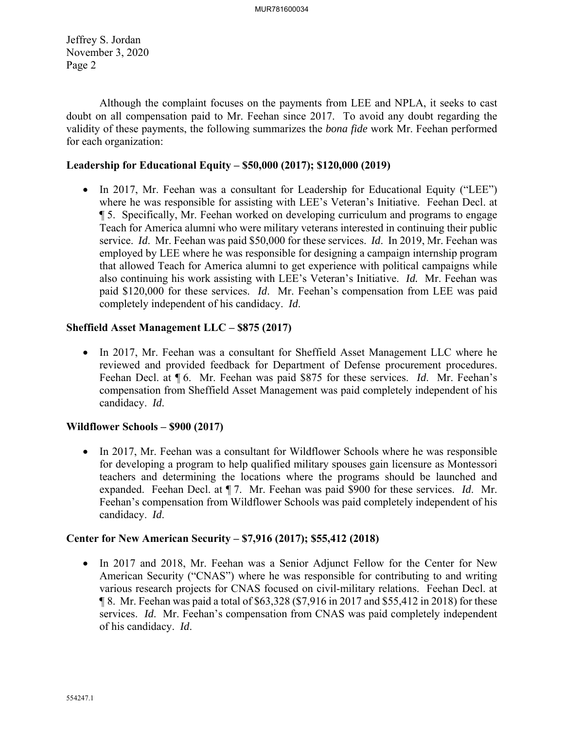Jeffrey S. Jordan
November 3, 2020
Page 2

Although the complaint focuses on the payments from LEE and NPLA, it seeks to cast doubt on all compensation paid to Mr. Feehan since 2017. To avoid any doubt regarding the validity of these payments, the following summarizes the *bona fide* work Mr. Feehan performed for each organization:

**Leadership for Educational Equity – $50,000 (2017); $120,000 (2019)**

- In 2017, Mr. Feehan was a consultant for Leadership for Educational Equity ("LEE") where he was responsible for assisting with LEE's Veteran's Initiative. Feehan Decl. at ¶ 5. Specifically, Mr. Feehan worked on developing curriculum and programs to engage Teach for America alumni who were military veterans interested in continuing their public service. *Id*. Mr. Feehan was paid $50,000 for these services. *Id*. In 2019, Mr. Feehan was employed by LEE where he was responsible for designing a campaign internship program that allowed Teach for America alumni to get experience with political campaigns while also continuing his work assisting with LEE's Veteran's Initiative. *Id.* Mr. Feehan was paid $120,000 for these services. *Id*. Mr. Feehan's compensation from LEE was paid completely independent of his candidacy. *Id*.

**Sheffield Asset Management LLC – $875 (2017)**

- In 2017, Mr. Feehan was a consultant for Sheffield Asset Management LLC where he reviewed and provided feedback for Department of Defense procurement procedures. Feehan Decl. at ¶ 6. Mr. Feehan was paid $875 for these services. *Id*. Mr. Feehan's compensation from Sheffield Asset Management was paid completely independent of his candidacy. *Id*.

**Wildflower Schools – $900 (2017)**

- In 2017, Mr. Feehan was a consultant for Wildflower Schools where he was responsible for developing a program to help qualified military spouses gain licensure as Montessori teachers and determining the locations where the programs should be launched and expanded. Feehan Decl. at ¶ 7. Mr. Feehan was paid $900 for these services. *Id*. Mr. Feehan's compensation from Wildflower Schools was paid completely independent of his candidacy. *Id*.

**Center for New American Security – $7,916 (2017); $55,412 (2018)**

- In 2017 and 2018, Mr. Feehan was a Senior Adjunct Fellow for the Center for New American Security ("CNAS") where he was responsible for contributing to and writing various research projects for CNAS focused on civil-military relations. Feehan Decl. at ¶ 8. Mr. Feehan was paid a total of $63,328 ($7,916 in 2017 and $55,412 in 2018) for these services. *Id*. Mr. Feehan's compensation from CNAS was paid completely independent of his candidacy. *Id*.

554247.1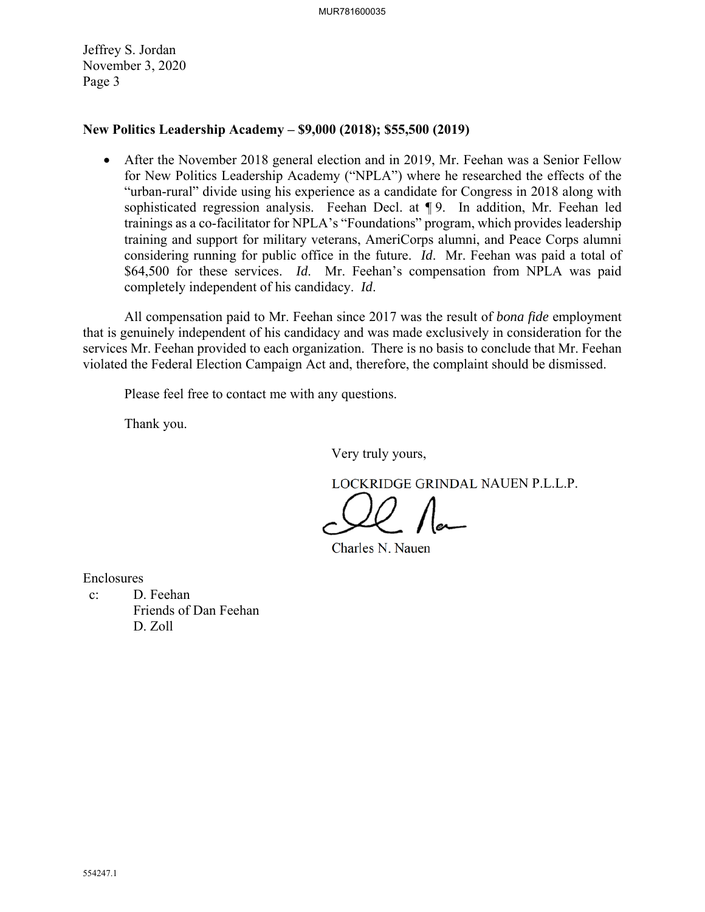Jeffrey S. Jordan
November 3, 2020
Page 3

**New Politics Leadership Academy – $9,000 (2018); $55,500 (2019)**

- After the November 2018 general election and in 2019, Mr. Feehan was a Senior Fellow for New Politics Leadership Academy ("NPLA") where he researched the effects of the "urban-rural" divide using his experience as a candidate for Congress in 2018 along with sophisticated regression analysis. Feehan Decl. at ¶ 9. In addition, Mr. Feehan led trainings as a co-facilitator for NPLA's "Foundations" program, which provides leadership training and support for military veterans, AmeriCorps alumni, and Peace Corps alumni considering running for public office in the future. *Id*. Mr. Feehan was paid a total of $64,500 for these services. *Id*. Mr. Feehan's compensation from NPLA was paid completely independent of his candidacy. *Id*.

All compensation paid to Mr. Feehan since 2017 was the result of *bona fide* employment that is genuinely independent of his candidacy and was made exclusively in consideration for the services Mr. Feehan provided to each organization. There is no basis to conclude that Mr. Feehan violated the Federal Election Campaign Act and, therefore, the complaint should be dismissed.

Please feel free to contact me with any questions.

Thank you.

Very truly yours,

LOCKRIDGE GRINDAL NAUEN P.L.L.P.

Charles N. Nauen

Enclosures

c: D. Feehan
Friends of Dan Feehan
D. Zoll

554247.1